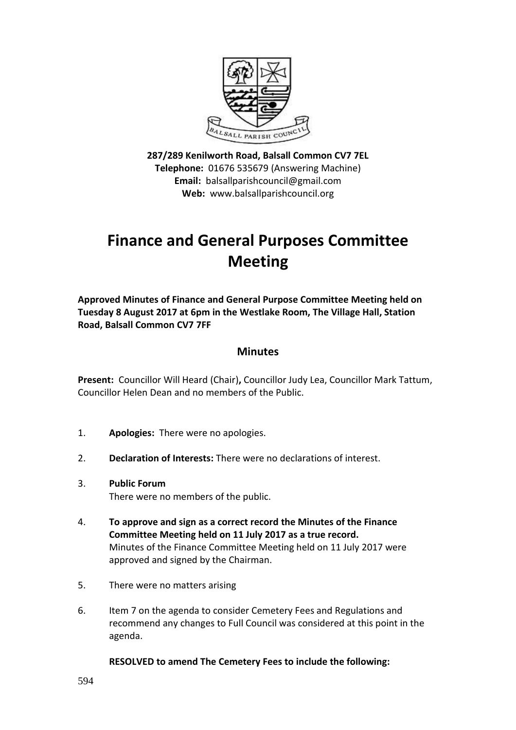**287/289 Kenilworth Road, Balsall Common CV7 7EL**
**Telephone:** 01676 535679 (Answering Machine)
**Email:** balsallparishcouncil@gmail.com
**Web:** www.balsallparishcouncil.org

# Finance and General Purposes Committee Meeting

**Approved Minutes of Finance and General Purpose Committee Meeting held on Tuesday 8 August 2017 at 6pm in the Westlake Room, The Village Hall, Station Road, Balsall Common CV7 7FF**

## Minutes

**Present:** Councillor Will Heard (Chair)**,** Councillor Judy Lea, Councillor Mark Tattum, Councillor Helen Dean and no members of the Public.

1. **Apologies:** There were no apologies.

2. **Declaration of Interests:** There were no declarations of interest.

3. **Public Forum**
   There were no members of the public.

4. **To approve and sign as a correct record the Minutes of the Finance Committee Meeting held on 11 July 2017 as a true record.**
   Minutes of the Finance Committee Meeting held on 11 July 2017 were approved and signed by the Chairman.

5. There were no matters arising

6. Item 7 on the agenda to consider Cemetery Fees and Regulations and recommend any changes to Full Council was considered at this point in the agenda.

   **RESOLVED to amend The Cemetery Fees to include the following:**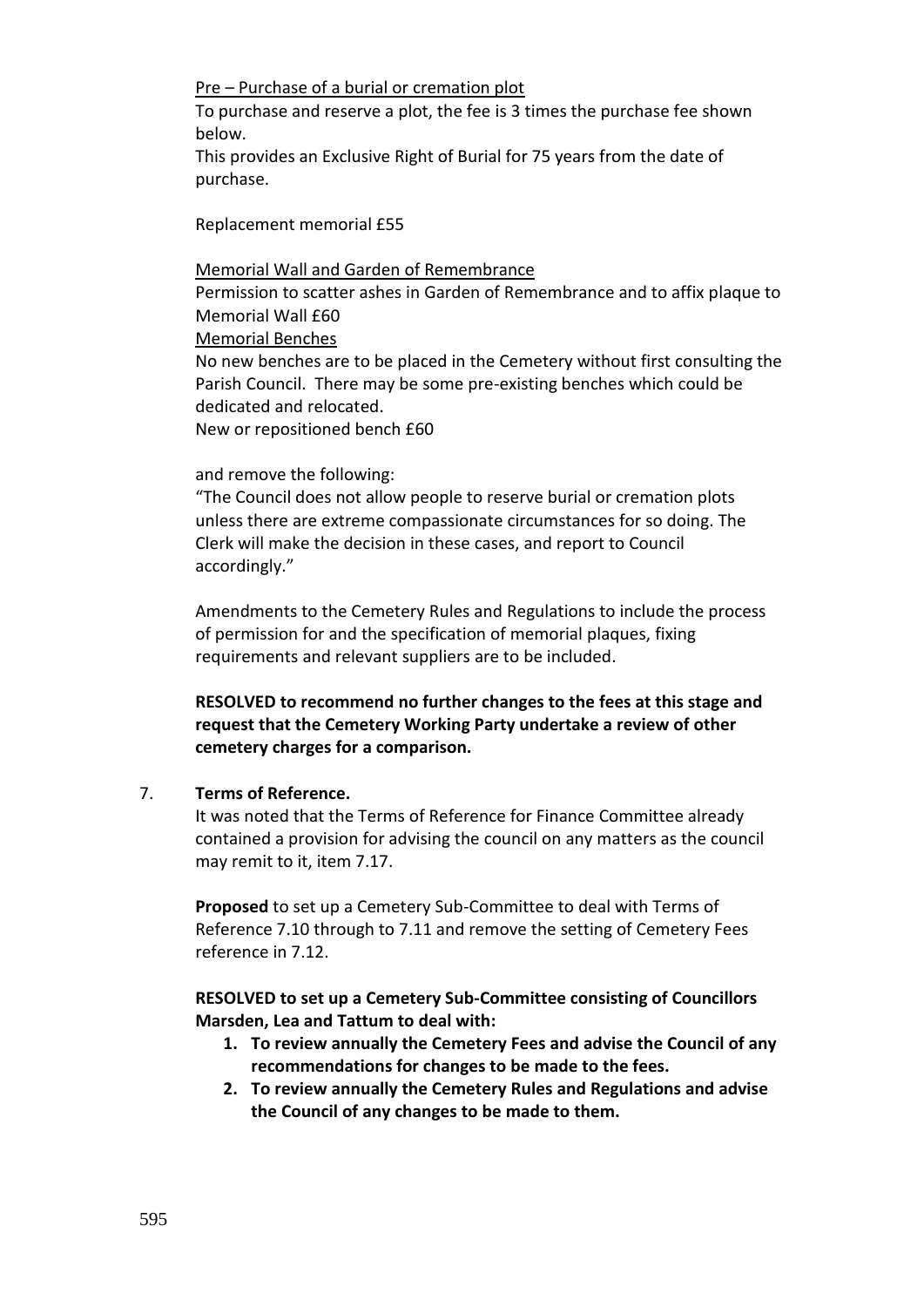Pre – Purchase of a burial or cremation plot

To purchase and reserve a plot, the fee is 3 times the purchase fee shown below.

This provides an Exclusive Right of Burial for 75 years from the date of purchase.

Replacement memorial £55

Memorial Wall and Garden of Remembrance

Permission to scatter ashes in Garden of Remembrance and to affix plaque to Memorial Wall £60

Memorial Benches

No new benches are to be placed in the Cemetery without first consulting the Parish Council. There may be some pre-existing benches which could be dedicated and relocated.

New or repositioned bench £60

and remove the following:

"The Council does not allow people to reserve burial or cremation plots unless there are extreme compassionate circumstances for so doing. The Clerk will make the decision in these cases, and report to Council accordingly."

Amendments to the Cemetery Rules and Regulations to include the process of permission for and the specification of memorial plaques, fixing requirements and relevant suppliers are to be included.

**RESOLVED to recommend no further changes to the fees at this stage and request that the Cemetery Working Party undertake a review of other cemetery charges for a comparison.**

7. **Terms of Reference.**

It was noted that the Terms of Reference for Finance Committee already contained a provision for advising the council on any matters as the council may remit to it, item 7.17.

**Proposed** to set up a Cemetery Sub-Committee to deal with Terms of Reference 7.10 through to 7.11 and remove the setting of Cemetery Fees reference in 7.12.

**RESOLVED to set up a Cemetery Sub-Committee consisting of Councillors Marsden, Lea and Tattum to deal with:**

1. **To review annually the Cemetery Fees and advise the Council of any recommendations for changes to be made to the fees.**
2. **To review annually the Cemetery Rules and Regulations and advise the Council of any changes to be made to them.**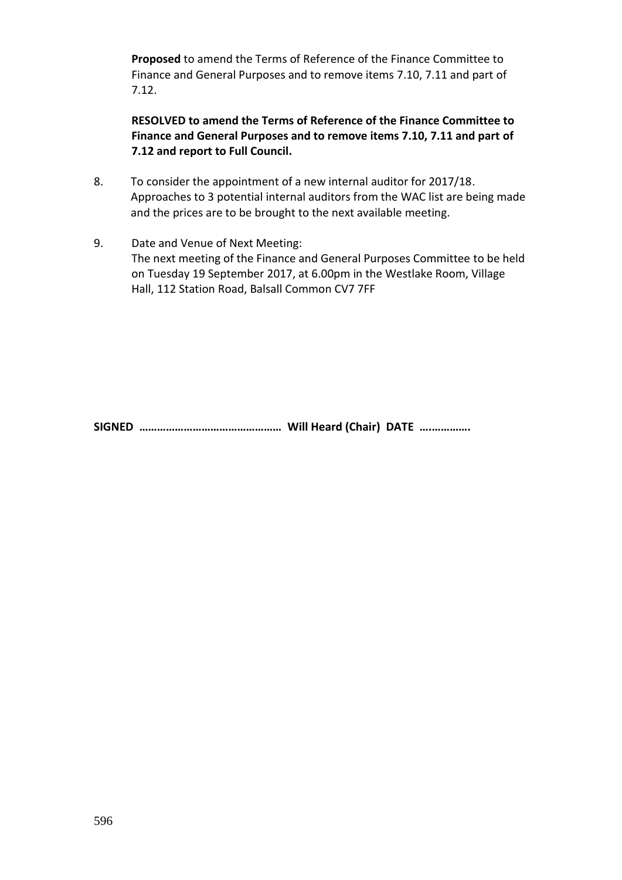**Proposed** to amend the Terms of Reference of the Finance Committee to Finance and General Purposes and to remove items 7.10, 7.11 and part of 7.12.

**RESOLVED to amend the Terms of Reference of the Finance Committee to Finance and General Purposes and to remove items 7.10, 7.11 and part of 7.12 and report to Full Council.**

8. To consider the appointment of a new internal auditor for 2017/18. Approaches to 3 potential internal auditors from the WAC list are being made and the prices are to be brought to the next available meeting.

9. Date and Venue of Next Meeting:
   The next meeting of the Finance and General Purposes Committee to be held on Tuesday 19 September 2017, at 6.00pm in the Westlake Room, Village Hall, 112 Station Road, Balsall Common CV7 7FF

**SIGNED ……………………………………… Will Heard (Chair) DATE …………….**